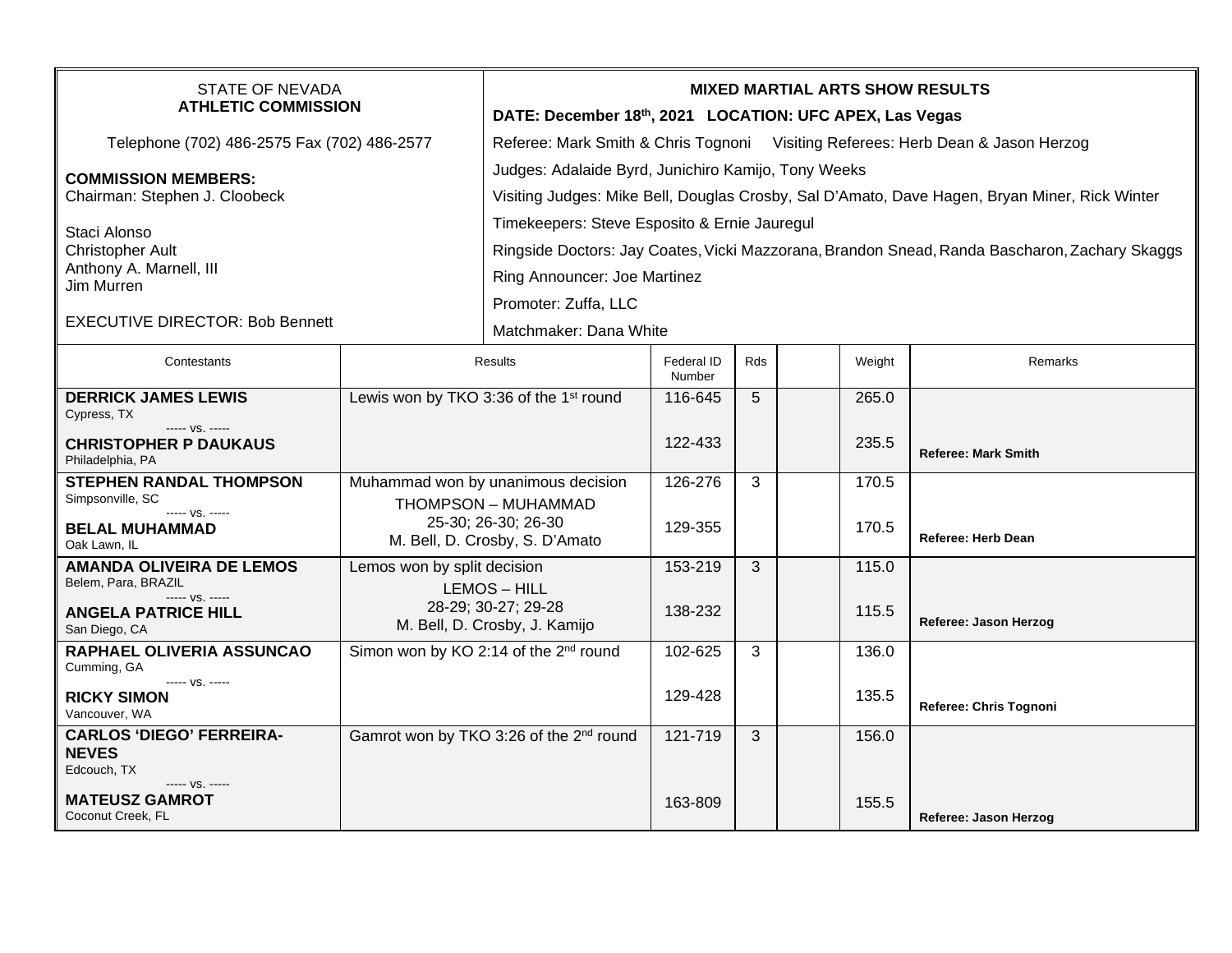STATE OF NEVADA
**ATHLETIC COMMISSION**

Telephone (702) 486-2575 Fax (702) 486-2577

**COMMISSION MEMBERS:**
Chairman: Stephen J. Cloobeck

Staci Alonso
Christopher Ault
Anthony A. Marnell, III
Jim Murren

EXECUTIVE DIRECTOR: Bob Bennett

**MIXED MARTIAL ARTS SHOW RESULTS**

**DATE: December 18th, 2021 LOCATION: UFC APEX, Las Vegas**

Referee: Mark Smith & Chris Tognoni Visiting Referees: Herb Dean & Jason Herzog

Judges: Adalaide Byrd, Junichiro Kamijo, Tony Weeks

Visiting Judges: Mike Bell, Douglas Crosby, Sal D'Amato, Dave Hagen, Bryan Miner, Rick Winter

Timekeepers: Steve Esposito & Ernie Jauregul

Ringside Doctors: Jay Coates, Vicki Mazzorana, Brandon Snead, Randa Bascharon, Zachary Skaggs

Ring Announcer: Joe Martinez

Promoter: Zuffa, LLC

Matchmaker: Dana White

| Contestants | Results | Federal ID Number | Rds | | Weight | Remarks |
|---|---|---|---|---|---|---|
| **DERRICK JAMES LEWIS** Cypress, TX | Lewis won by TKO 3:36 of the 1st round | 116-645 | 5 | | 265.0 | |
| ----- vs. ----- **CHRISTOPHER P DAUKAUS** Philadelphia, PA | | 122-433 | | | 235.5 | **Referee: Mark Smith** |
| **STEPHEN RANDAL THOMPSON** Simpsonville, SC | Muhammad won by unanimous decision THOMPSON – MUHAMMAD | 126-276 | 3 | | 170.5 | |
| ----- vs. ----- **BELAL MUHAMMAD** Oak Lawn, IL | 25-30; 26-30; 26-30 M. Bell, D. Crosby, S. D'Amato | 129-355 | | | 170.5 | **Referee: Herb Dean** |
| **AMANDA OLIVEIRA DE LEMOS** Belem, Para, BRAZIL | Lemos won by split decision LEMOS – HILL | 153-219 | 3 | | 115.0 | |
| ----- vs. ----- **ANGELA PATRICE HILL** San Diego, CA | 28-29; 30-27; 29-28 M. Bell, D. Crosby, J. Kamijo | 138-232 | | | 115.5 | **Referee: Jason Herzog** |
| **RAPHAEL OLIVERIA ASSUNCAO** Cumming, GA | Simon won by KO 2:14 of the 2nd round | 102-625 | 3 | | 136.0 | |
| ----- vs. ----- **RICKY SIMON** Vancouver, WA | | 129-428 | | | 135.5 | **Referee: Chris Tognoni** |
| **CARLOS 'DIEGO' FERREIRA-NEVES** Edcouch, TX | Gamrot won by TKO 3:26 of the 2nd round | 121-719 | 3 | | 156.0 | |
| ----- vs. ----- **MATEUSZ GAMROT** Coconut Creek, FL | | 163-809 | | | 155.5 | **Referee: Jason Herzog** |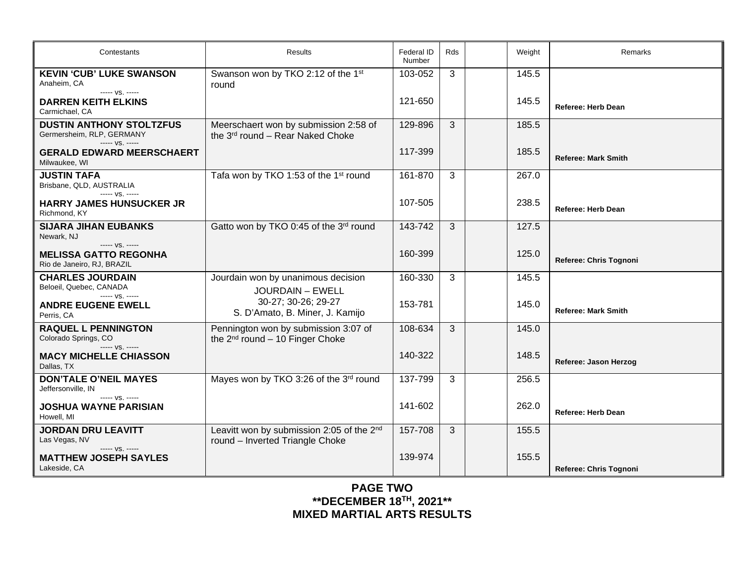| Contestants | Results | Federal ID Number | Rds | | Weight | Remarks |
|---|---|---|---|---|---|---|
| **KEVIN 'CUB' LUKE SWANSON** Anaheim, CA ----- vs. ----- **DARREN KEITH ELKINS** Carmichael, CA | Swanson won by TKO 2:12 of the 1st round | 103-052 121-650 | 3 | | 145.5 145.5 | **Referee: Herb Dean** |
| **DUSTIN ANTHONY STOLTZFUS** Germersheim, RLP, GERMANY ----- vs. ----- **GERALD EDWARD MEERSCHAERT** Milwaukee, WI | Meerschaert won by submission 2:58 of the 3rd round – Rear Naked Choke | 129-896 117-399 | 3 | | 185.5 185.5 | **Referee: Mark Smith** |
| **JUSTIN TAFA** Brisbane, QLD, AUSTRALIA ----- vs. ----- **HARRY JAMES HUNSUCKER JR** Richmond, KY | Tafa won by TKO 1:53 of the 1st round | 161-870 107-505 | 3 | | 267.0 238.5 | **Referee: Herb Dean** |
| **SIJARA JIHAN EUBANKS** Newark, NJ ----- vs. ----- **MELISSA GATTO REGONHA** Rio de Janeiro, RJ, BRAZIL | Gatto won by TKO 0:45 of the 3rd round | 143-742 160-399 | 3 | | 127.5 125.0 | **Referee: Chris Tognoni** |
| **CHARLES JOURDAIN** Beloeil, Quebec, CANADA ----- vs. ----- **ANDRE EUGENE EWELL** Perris, CA | Jourdain won by unanimous decision JOURDAIN – EWELL 30-27; 30-26; 29-27 S. D'Amato, B. Miner, J. Kamijo | 160-330 153-781 | 3 | | 145.5 145.0 | **Referee: Mark Smith** |
| **RAQUEL L PENNINGTON** Colorado Springs, CO ----- vs. ----- **MACY MICHELLE CHIASSON** Dallas, TX | Pennington won by submission 3:07 of the 2nd round – 10 Finger Choke | 108-634 140-322 | 3 | | 145.0 148.5 | **Referee: Jason Herzog** |
| **DON'TALE O'NEIL MAYES** Jeffersonville, IN ----- vs. ----- **JOSHUA WAYNE PARISIAN** Howell, MI | Mayes won by TKO 3:26 of the 3rd round | 137-799 141-602 | 3 | | 256.5 262.0 | **Referee: Herb Dean** |
| **JORDAN DRU LEAVITT** Las Vegas, NV ----- vs. ----- **MATTHEW JOSEPH SAYLES** Lakeside, CA | Leavitt won by submission 2:05 of the 2nd round – Inverted Triangle Choke | 157-708 139-974 | 3 | | 155.5 155.5 | **Referee: Chris Tognoni** |

**PAGE TWO**
**\*\*DECEMBER 18TH, 2021\*\***
**MIXED MARTIAL ARTS RESULTS**